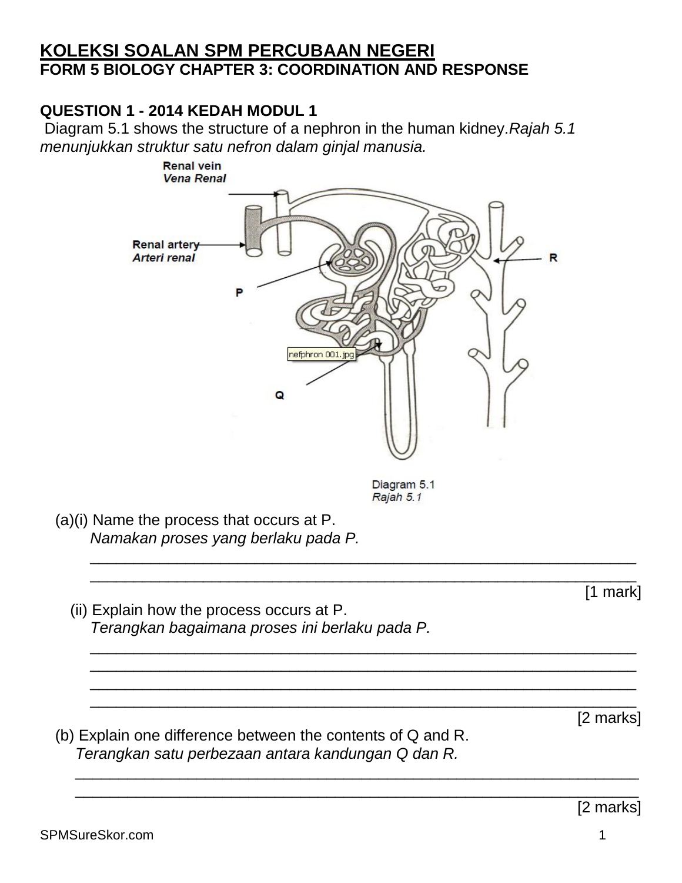# KOLEKSI SOALAN SPM PERCUBAAN NEGERI

## FORM 5 BIOLOGY CHAPTER 3: COORDINATION AND RESPONSE

### QUESTION 1 - 2014 KEDAH MODUL 1

Diagram 5.1 shows the structure of a nephron in the human kidney.*Rajah 5.1 menunjukkan struktur satu nefron dalam ginjal manusia.*

Renal vein
*Vena Renal*

Renal artery
*Arteri renal*

P

Q

R

nefphron 001.jpg

Diagram 5.1
*Rajah 5.1*

(a)(i) Name the process that occurs at P.
*Namakan proses yang berlaku pada P.*

______________________________________________________________

______________________________________________________________

[1 mark]

(ii) Explain how the process occurs at P.
*Terangkan bagaimana proses ini berlaku pada P.*

______________________________________________________________

______________________________________________________________

______________________________________________________________

______________________________________________________________

[2 marks]

(b) Explain one difference between the contents of Q and R.
*Terangkan satu perbezaan antara kandungan Q dan R.*

______________________________________________________________

______________________________________________________________

[2 marks]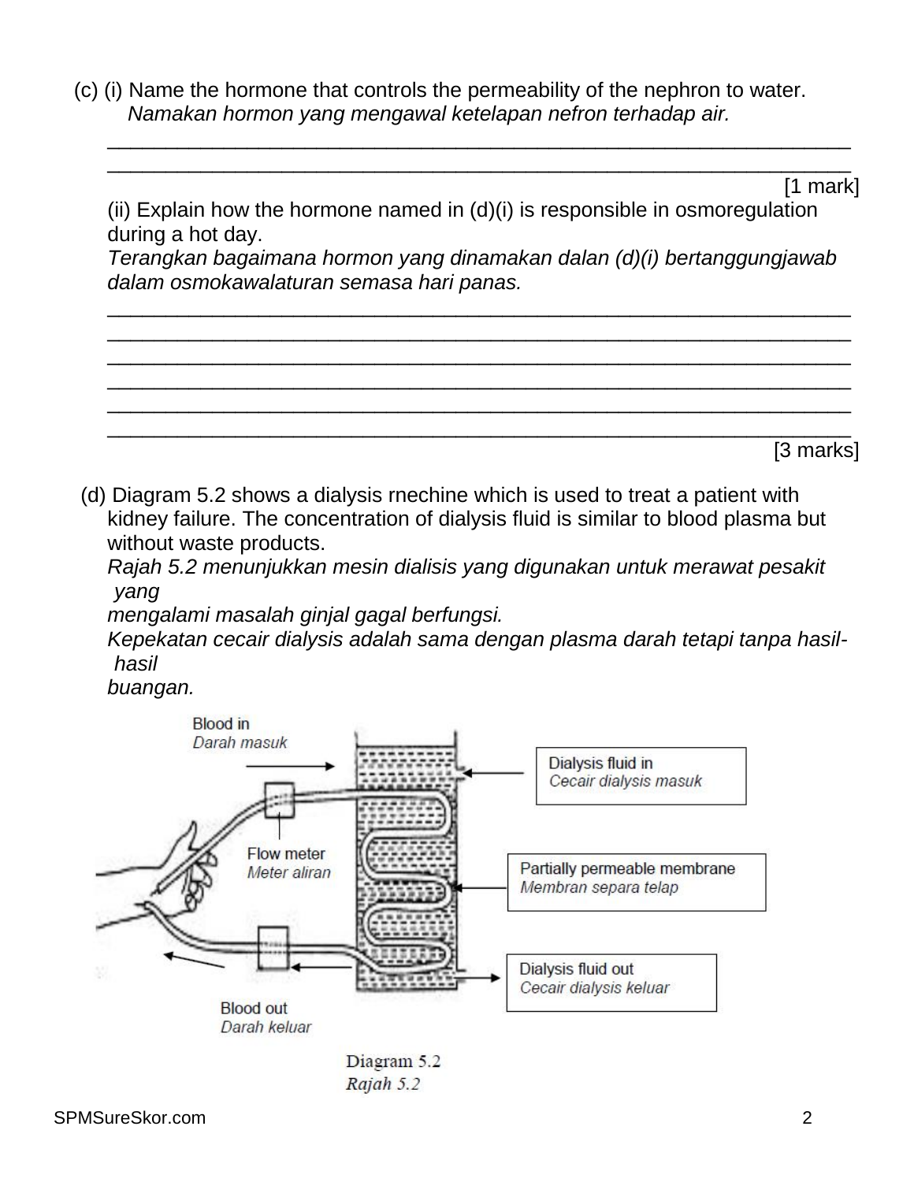(c) (i) Name the hormone that controls the permeability of the nephron to water.
*Namakan hormon yang mengawal ketelapan nefron terhadap air.*

______________________________________________________________

______________________________________________________________

[1 mark]

(ii) Explain how the hormone named in (d)(i) is responsible in osmoregulation during a hot day.
*Terangkan bagaimana hormon yang dinamakan dalan (d)(i) bertanggungjawab dalam osmokawalaturan semasa hari panas.*

______________________________________________________________

______________________________________________________________

______________________________________________________________

______________________________________________________________

______________________________________________________________

______________________________________________________________

[3 marks]

(d) Diagram 5.2 shows a dialysis rnechine which is used to treat a patient with kidney failure. The concentration of dialysis fluid is similar to blood plasma but without waste products.
*Rajah 5.2 menunjukkan mesin dialisis yang digunakan untuk merawat pesakit yang mengalami masalah ginjal gagal berfungsi.*
*Kepekatan cecair dialysis adalah sama dengan plasma darah tetapi tanpa hasil-hasil buangan.*

Blood in / *Darah masuk*
Flow meter / *Meter aliran*
Dialysis fluid in / *Cecair dialysis masuk*
Partially permeable membrane / *Membran separa telap*
Dialysis fluid out / *Cecair dialysis keluar*
Blood out / *Darah keluar*

Diagram 5.2
*Rajah 5.2*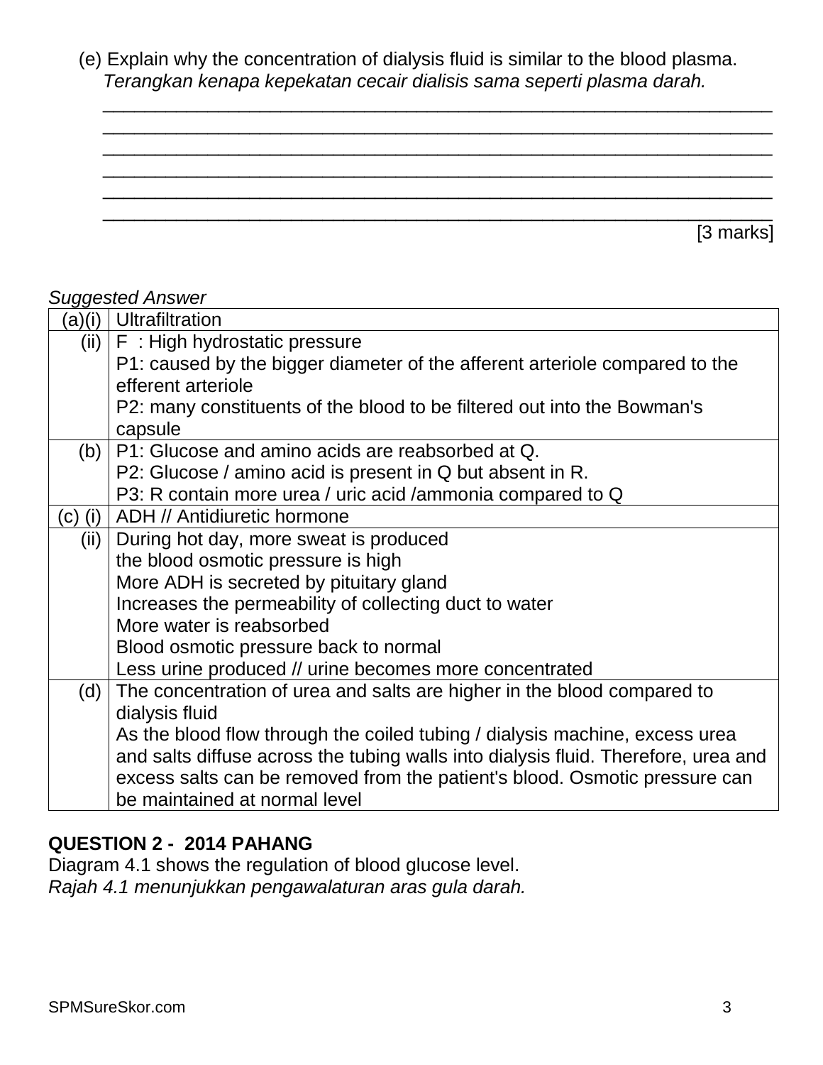(e) Explain why the concentration of dialysis fluid is similar to the blood plasma.
*Terangkan kenapa kepekatan cecair dialisis sama seperti plasma darah.*

________________________________________________________________
________________________________________________________________
________________________________________________________________
________________________________________________________________
________________________________________________________________
________________________________________________________________

[3 marks]

*Suggested Answer*

| | |
|---|---|
| (a)(i) | Ultrafiltration |
| (ii) | F : High hydrostatic pressure<br>P1: caused by the bigger diameter of the afferent arteriole compared to the efferent arteriole<br>P2: many constituents of the blood to be filtered out into the Bowman's capsule |
| (b) | P1: Glucose and amino acids are reabsorbed at Q.<br>P2: Glucose / amino acid is present in Q but absent in R.<br>P3: R contain more urea / uric acid /ammonia compared to Q |
| (c) (i) | ADH // Antidiuretic hormone |
| (ii) | During hot day, more sweat is produced<br>the blood osmotic pressure is high<br>More ADH is secreted by pituitary gland<br>Increases the permeability of collecting duct to water<br>More water is reabsorbed<br>Blood osmotic pressure back to normal<br>Less urine produced // urine becomes more concentrated |
| (d) | The concentration of urea and salts are higher in the blood compared to dialysis fluid<br>As the blood flow through the coiled tubing / dialysis machine, excess urea and salts diffuse across the tubing walls into dialysis fluid. Therefore, urea and excess salts can be removed from the patient's blood. Osmotic pressure can be maintained at normal level |

**QUESTION 2 - 2014 PAHANG**

Diagram 4.1 shows the regulation of blood glucose level.
*Rajah 4.1 menunjukkan pengawalaturan aras gula darah.*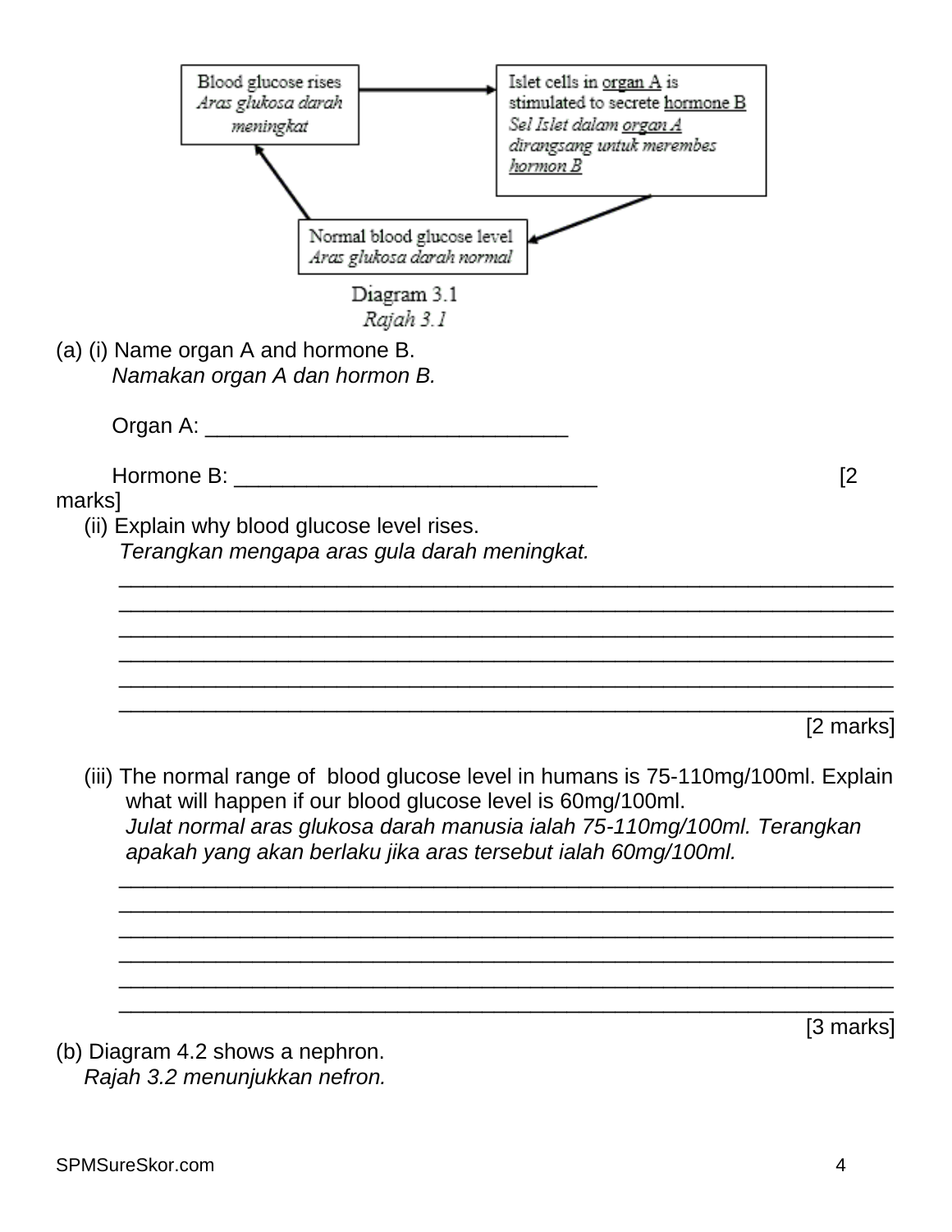Blood glucose rises
*Aras glukosa darah meningkat*

Islet cells in organ A is stimulated to secrete hormone B
*Sel Islet dalam organ A dirangsang untuk merembes hormon B*

Normal blood glucose level
*Aras glukosa darah normal*

Diagram 3.1
*Rajah 3.1*

(a) (i) Name organ A and hormone B.
*Namakan organ A dan hormon B.*

Organ A: ______________________________

Hormone B: ______________________________ [2 marks]

(ii) Explain why blood glucose level rises.
*Terangkan mengapa aras gula darah meningkat.*

________________________________________________________________
________________________________________________________________
________________________________________________________________
________________________________________________________________
________________________________________________________________
________________________________________________________________

[2 marks]

(iii) The normal range of blood glucose level in humans is 75-110mg/100ml. Explain what will happen if our blood glucose level is 60mg/100ml.
*Julat normal aras glukosa darah manusia ialah 75-110mg/100ml. Terangkan apakah yang akan berlaku jika aras tersebut ialah 60mg/100ml.*

________________________________________________________________
________________________________________________________________
________________________________________________________________
________________________________________________________________
________________________________________________________________
________________________________________________________________

[3 marks]

(b) Diagram 4.2 shows a nephron.
*Rajah 3.2 menunjukkan nefron.*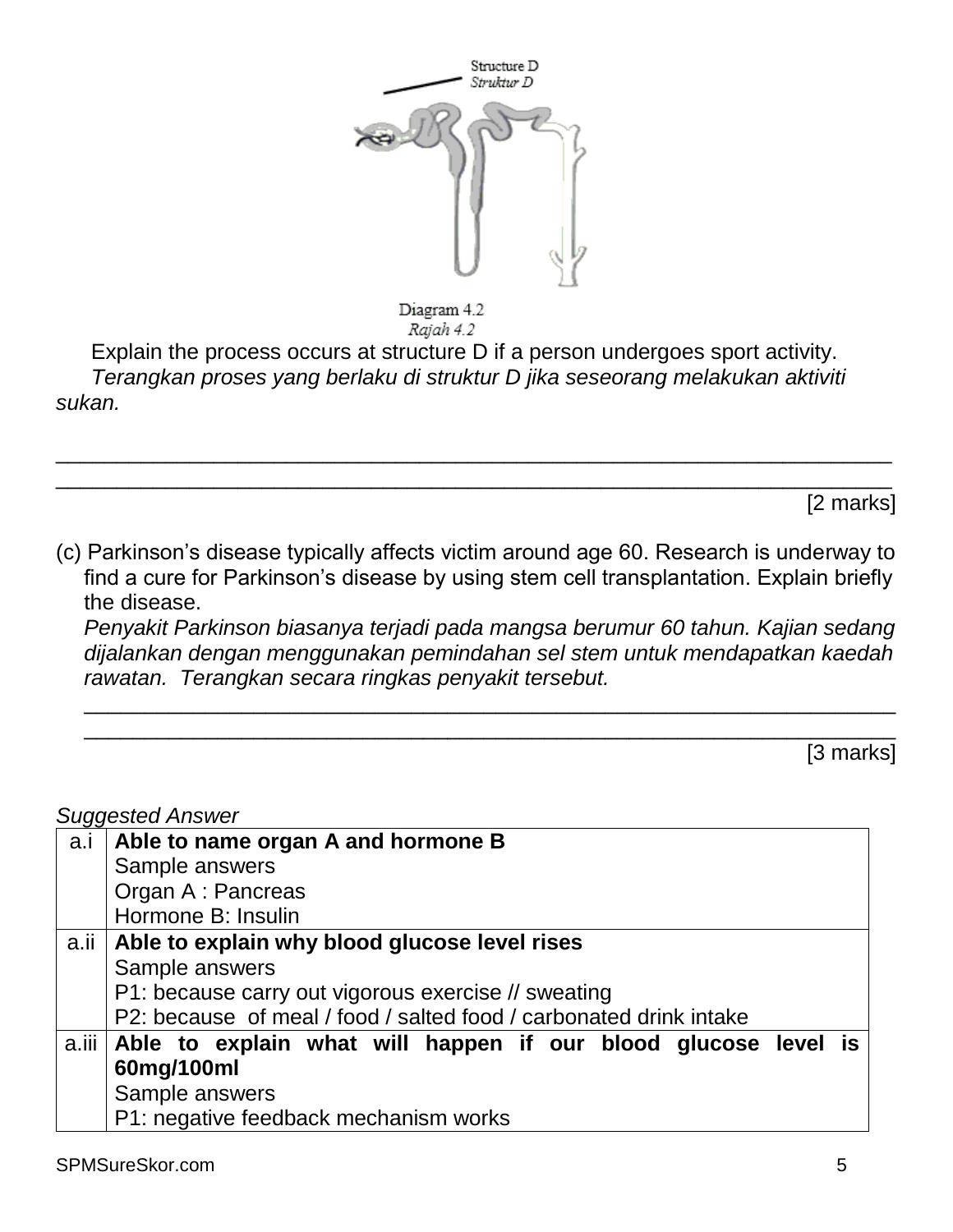Structure D
*Struktur D*

Diagram 4.2
*Rajah 4.2*

Explain the process occurs at structure D if a person undergoes sport activity.
*Terangkan proses yang berlaku di struktur D jika seseorang melakukan aktiviti sukan.*

_______________________________________________________________________

_______________________________________________________________________

[2 marks]

(c) Parkinson's disease typically affects victim around age 60. Research is underway to find a cure for Parkinson's disease by using stem cell transplantation. Explain briefly the disease.
*Penyakit Parkinson biasanya terjadi pada mangsa berumur 60 tahun. Kajian sedang dijalankan dengan menggunakan pemindahan sel stem untuk mendapatkan kaedah rawatan. Terangkan secara ringkas penyakit tersebut.*

_______________________________________________________________________

_______________________________________________________________________

[3 marks]

*Suggested Answer*

| | |
|---|---|
| a.i | **Able to name organ A and hormone B**<br>Sample answers<br>Organ A : Pancreas<br>Hormone B: Insulin |
| a.ii | **Able to explain why blood glucose level rises**<br>Sample answers<br>P1: because carry out vigorous exercise // sweating<br>P2: because of meal / food / salted food / carbonated drink intake |
| a.iii | **Able to explain what will happen if our blood glucose level is 60mg/100ml**<br>Sample answers<br>P1: negative feedback mechanism works |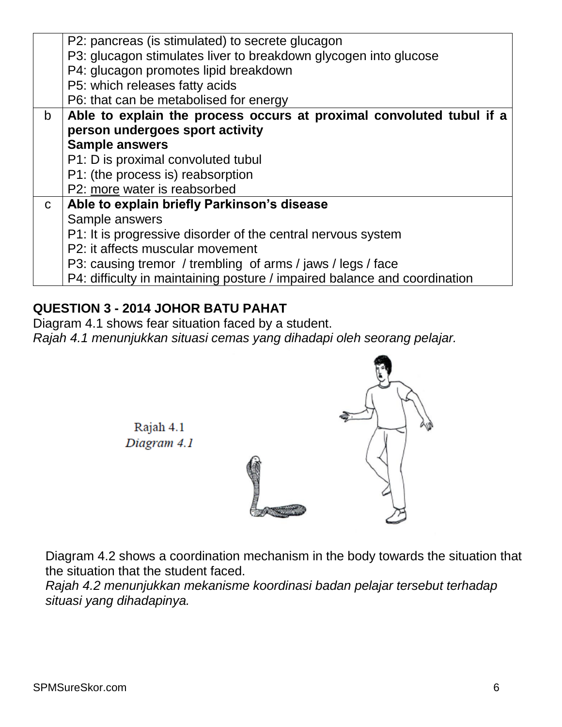| | |
|---|---|
| | P2: pancreas (is stimulated) to secrete glucagon<br>P3: glucagon stimulates liver to breakdown glycogen into glucose<br>P4: glucagon promotes lipid breakdown<br>P5: which releases fatty acids<br>P6: that can be metabolised for energy |
| b | **Able to explain the process occurs at proximal convoluted tubul if a person undergoes sport activity**<br>**Sample answers**<br>P1: D is proximal convoluted tubul<br>P1: (the process is) reabsorption<br>P2: <u>more</u> water is reabsorbed |
| c | **Able to explain briefly Parkinson's disease**<br>Sample answers<br>P1: It is progressive disorder of the central nervous system<br>P2: it affects muscular movement<br>P3: causing tremor / trembling of arms / jaws / legs / face<br>P4: difficulty in maintaining posture / impaired balance and coordination |

**QUESTION 3 - 2014 JOHOR BATU PAHAT**

Diagram 4.1 shows fear situation faced by a student.
*Rajah 4.1 menunjukkan situasi cemas yang dihadapi oleh seorang pelajar.*

Rajah 4.1
*Diagram 4.1*

Diagram 4.2 shows a coordination mechanism in the body towards the situation that the situation that the student faced.
*Rajah 4.2 menunjukkan mekanisme koordinasi badan pelajar tersebut terhadap situasi yang dihadapinya.*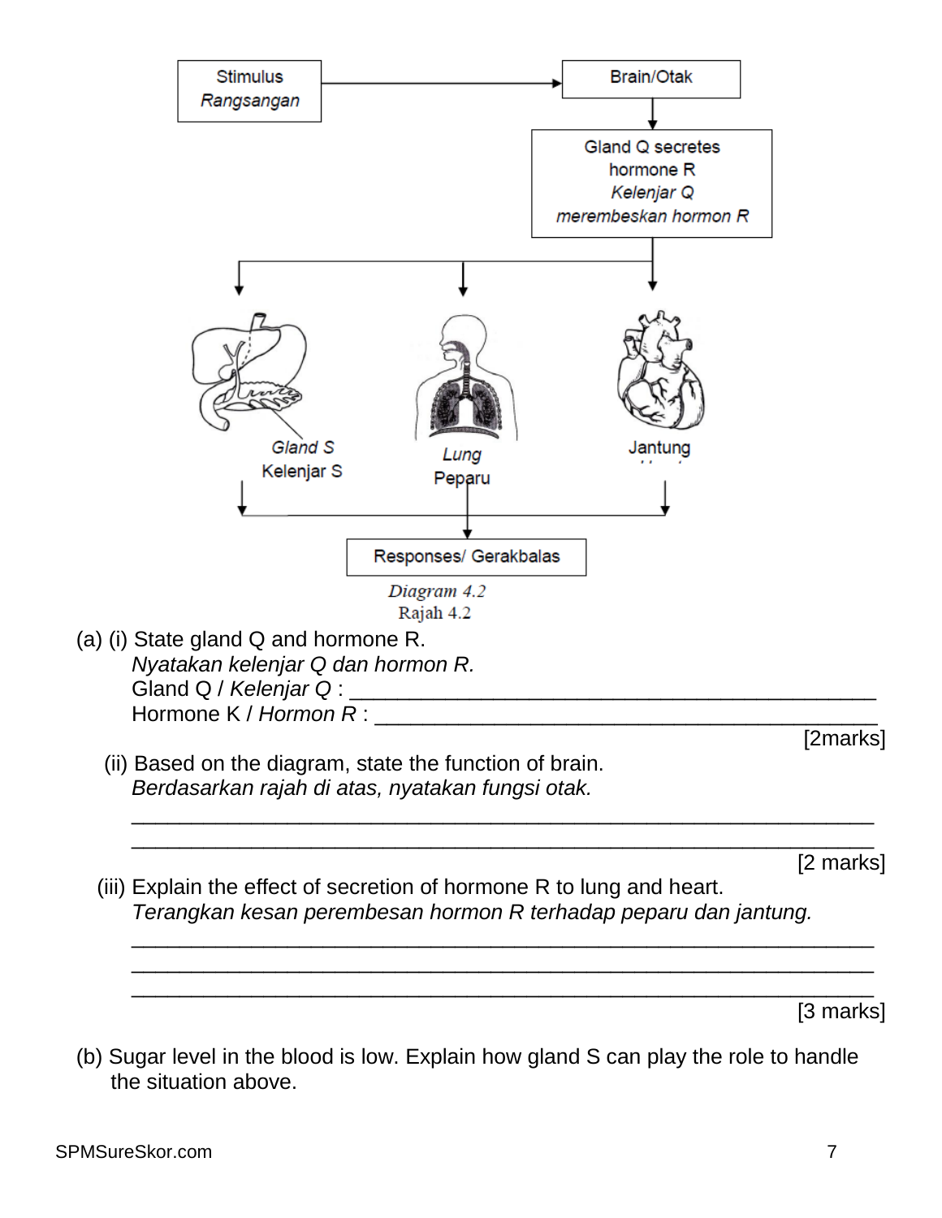Stimulus
*Rangsangan*

Brain/Otak

Gland Q secretes hormone R
*Kelenjar Q merembeskan hormon R*

*Gland S*
Kelenjar S

*Lung*
Peparu

Jantung

Responses/ Gerakbalas

*Diagram 4.2*
Rajah 4.2

(a) (i) State gland Q and hormone R.
*Nyatakan kelenjar Q dan hormon R.*

Gland Q / *Kelenjar Q* : ____________________________________________

Hormone K / *Hormon R* : ____________________________________________

[2marks]

(ii) Based on the diagram, state the function of brain.
*Berdasarkan rajah di atas, nyatakan fungsi otak.*

____________________________________________________________

____________________________________________________________

[2 marks]

(iii) Explain the effect of secretion of hormone R to lung and heart.
*Terangkan kesan perembesan hormon R terhadap peparu dan jantung.*

____________________________________________________________

____________________________________________________________

____________________________________________________________

[3 marks]

(b) Sugar level in the blood is low. Explain how gland S can play the role to handle the situation above.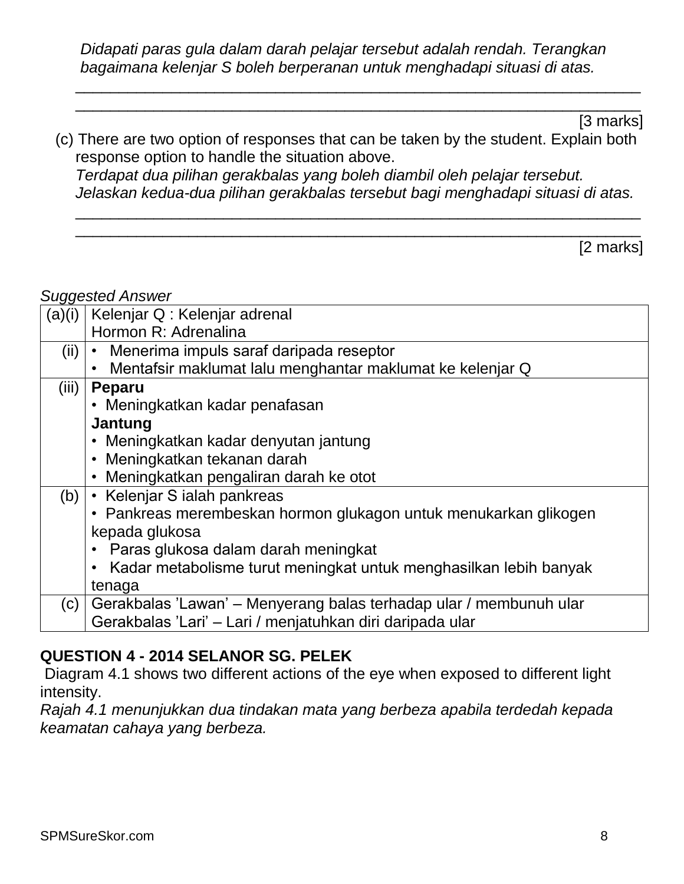*Didapati paras gula dalam darah pelajar tersebut adalah rendah. Terangkan bagaimana kelenjar S boleh berperanan untuk menghadapi situasi di atas.*

______________________________________________________________________

______________________________________________________________________

[3 marks]

(c) There are two option of responses that can be taken by the student. Explain both response option to handle the situation above.
*Terdapat dua pilihan gerakbalas yang boleh diambil oleh pelajar tersebut. Jelaskan kedua-dua pilihan gerakbalas tersebut bagi menghadapi situasi di atas.*

______________________________________________________________________

______________________________________________________________________

[2 marks]

*Suggested Answer*

| | |
|---|---|
| (a)(i) | Kelenjar Q : Kelenjar adrenal<br>Hormon R: Adrenalina |
| (ii) | • Menerima impuls saraf daripada reseptor<br>• Mentafsir maklumat lalu menghantar maklumat ke kelenjar Q |
| (iii) | **Peparu**<br>• Meningkatkan kadar penafasan<br>**Jantung**<br>• Meningkatkan kadar denyutan jantung<br>• Meningkatkan tekanan darah<br>• Meningkatkan pengaliran darah ke otot |
| (b) | • Kelenjar S ialah pankreas<br>• Pankreas merembeskan hormon glukagon untuk menukarkan glikogen kepada glukosa<br>• Paras glukosa dalam darah meningkat<br>• Kadar metabolisme turut meningkat untuk menghasilkan lebih banyak tenaga |
| (c) | Gerakbalas 'Lawan' – Menyerang balas terhadap ular / membunuh ular<br>Gerakbalas 'Lari' – Lari / menjatuhkan diri daripada ular |

## QUESTION 4 - 2014 SELANOR SG. PELEK

Diagram 4.1 shows two different actions of the eye when exposed to different light intensity.
*Rajah 4.1 menunjukkan dua tindakan mata yang berbeza apabila terdedah kepada keamatan cahaya yang berbeza.*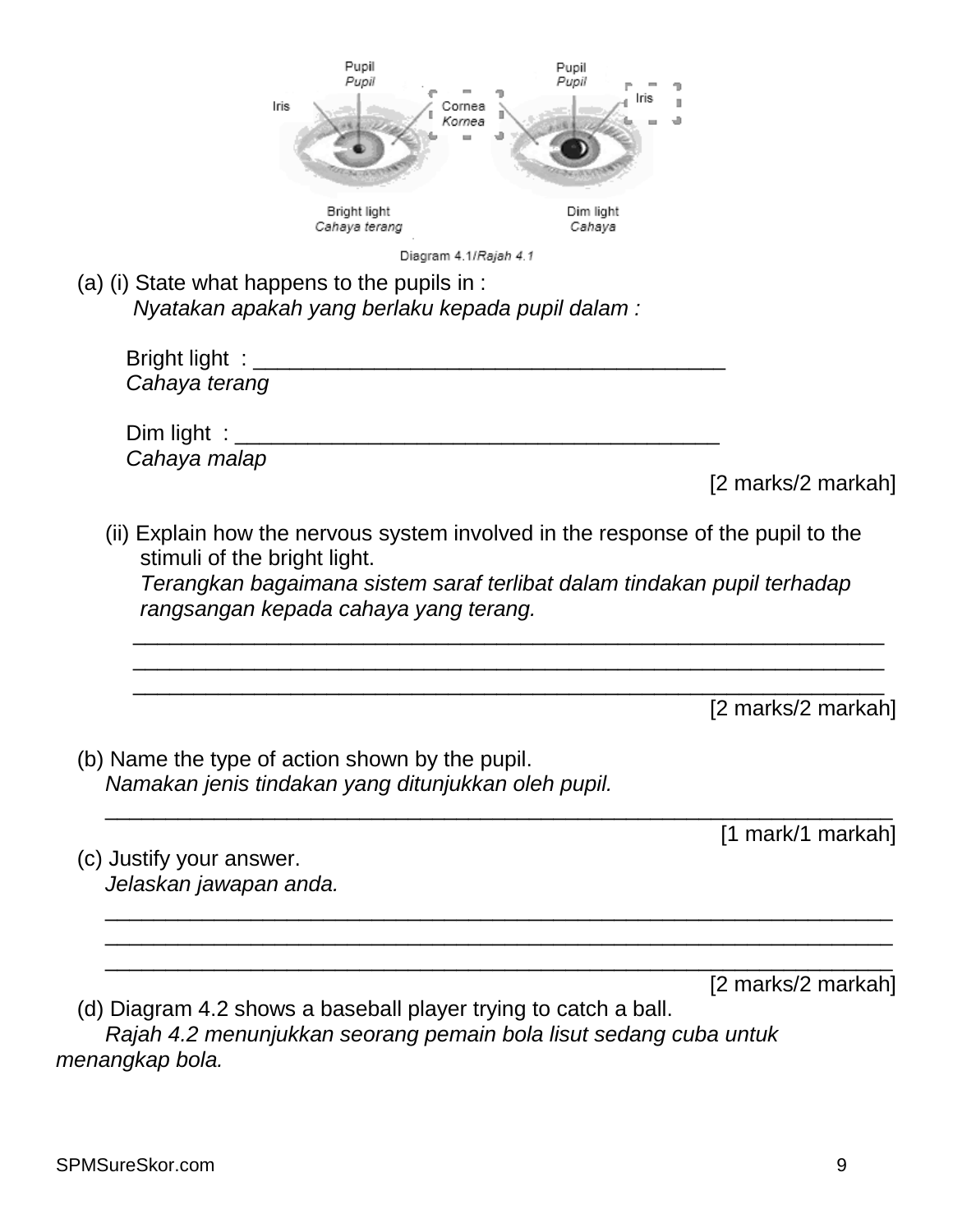Pupil
*Pupil*

Iris

Cornea
*Kornea*

Pupil
*Pupil*

Iris

Bright light
*Cahaya terang*

Dim light
*Cahaya*

Diagram 4.1/*Rajah 4.1*

(a) (i) State what happens to the pupils in :
*Nyatakan apakah yang berlaku kepada pupil dalam :*

Bright light : ________________________________________
*Cahaya terang*

Dim light : ________________________________________
*Cahaya malap*

[2 marks/2 markah]

(ii) Explain how the nervous system involved in the response of the pupil to the stimuli of the bright light.
*Terangkan bagaimana sistem saraf terlibat dalam tindakan pupil terhadap rangsangan kepada cahaya yang terang.*

________________________________________________________________

________________________________________________________________

________________________________________________________________

[2 marks/2 markah]

(b) Name the type of action shown by the pupil.
*Namakan jenis tindakan yang ditunjukkan oleh pupil.*

________________________________________________________________

[1 mark/1 markah]

(c) Justify your answer.
*Jelaskan jawapan anda.*

________________________________________________________________

________________________________________________________________

________________________________________________________________

[2 marks/2 markah]

(d) Diagram 4.2 shows a baseball player trying to catch a ball.
*Rajah 4.2 menunjukkan seorang pemain bola lisut sedang cuba untuk menangkap bola.*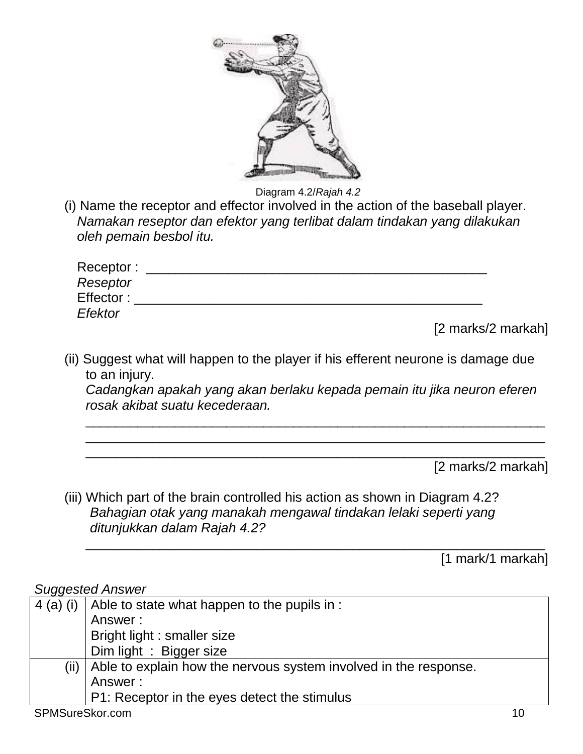Diagram 4.2/*Rajah 4.2*

(i) Name the receptor and effector involved in the action of the baseball player.
*Namakan reseptor dan efektor yang terlibat dalam tindakan yang dilakukan oleh pemain besbol itu.*

Receptor : _______________________________________________
*Reseptor*
Effector : _______________________________________________
*Efektor*

[2 marks/2 markah]

(ii) Suggest what will happen to the player if his efferent neurone is damage due to an injury.
*Cadangkan apakah yang akan berlaku kepada pemain itu jika neuron eferen rosak akibat suatu kecederaan.*

_______________________________________________
_______________________________________________
_______________________________________________

[2 marks/2 markah]

(iii) Which part of the brain controlled his action as shown in Diagram 4.2?
*Bahagian otak yang manakah mengawal tindakan lelaki seperti yang ditunjukkan dalam Rajah 4.2?*

_______________________________________________

[1 mark/1 markah]

*Suggested Answer*

| | |
|---|---|
| 4 (a) (i) | Able to state what happen to the pupils in :<br>Answer :<br>Bright light : smaller size<br>Dim light : Bigger size |
| (ii) | Able to explain how the nervous system involved in the response.<br>Answer :<br>P1: Receptor in the eyes detect the stimulus |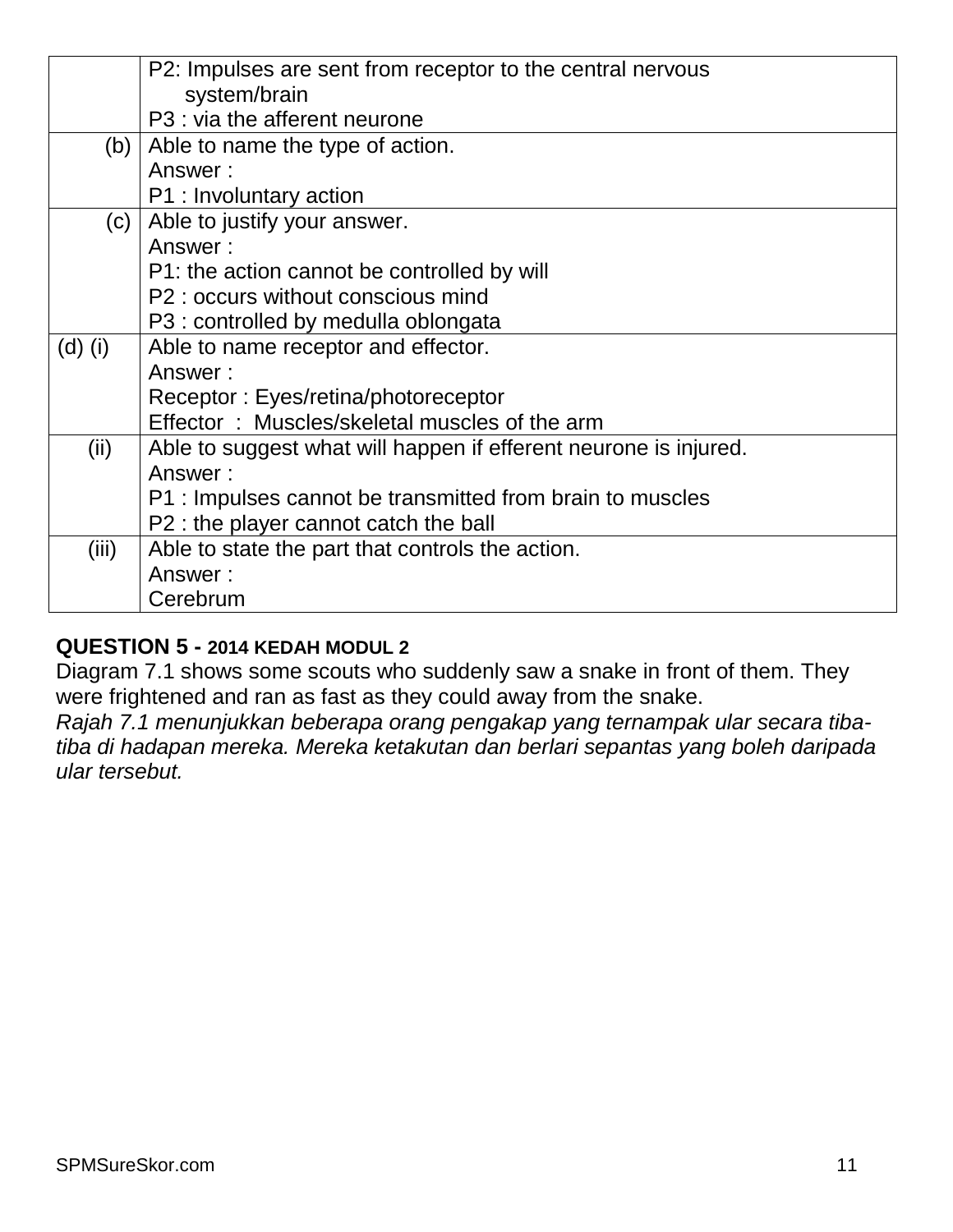| | |
|---|---|
| | P2: Impulses are sent from receptor to the central nervous system/brain<br>P3 : via the afferent neurone |
| (b) | Able to name the type of action.<br>Answer :<br>P1 : Involuntary action |
| (c) | Able to justify your answer.<br>Answer :<br>P1: the action cannot be controlled by will<br>P2 : occurs without conscious mind<br>P3 : controlled by medulla oblongata |
| (d) (i) | Able to name receptor and effector.<br>Answer :<br>Receptor : Eyes/retina/photoreceptor<br>Effector : Muscles/skeletal muscles of the arm |
| (ii) | Able to suggest what will happen if efferent neurone is injured.<br>Answer :<br>P1 : Impulses cannot be transmitted from brain to muscles<br>P2 : the player cannot catch the ball |
| (iii) | Able to state the part that controls the action.<br>Answer :<br>Cerebrum |

**QUESTION 5 - 2014 KEDAH MODUL 2**

Diagram 7.1 shows some scouts who suddenly saw a snake in front of them. They were frightened and ran as fast as they could away from the snake.

*Rajah 7.1 menunjukkan beberapa orang pengakap yang ternampak ular secara tiba-tiba di hadapan mereka. Mereka ketakutan dan berlari sepantas yang boleh daripada ular tersebut.*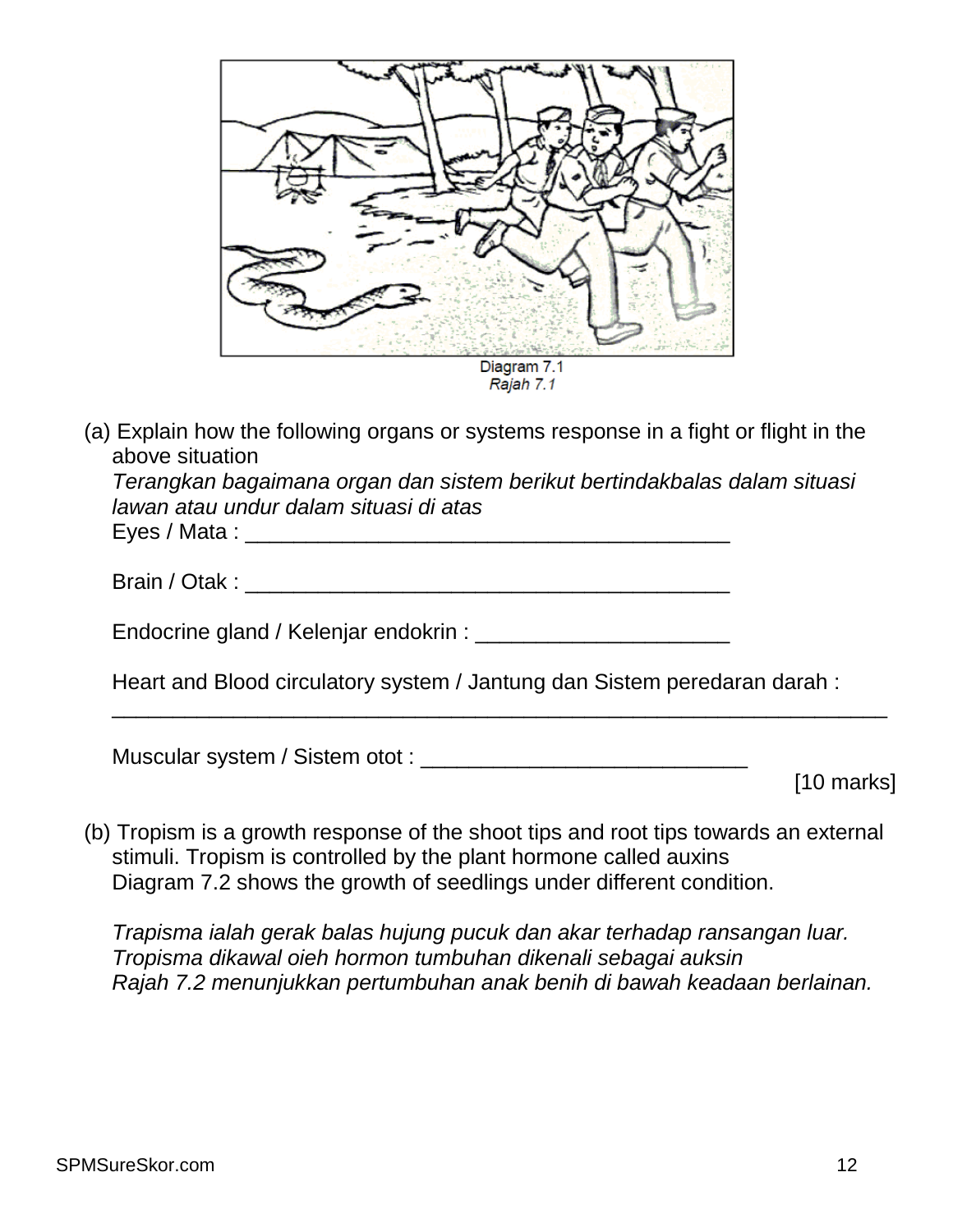Diagram 7.1
*Rajah 7.1*

(a) Explain how the following organs or systems response in a fight or flight in the above situation
*Terangkan bagaimana organ dan sistem berikut bertindakbalas dalam situasi lawan atau undur dalam situasi di atas*

Eyes / Mata : ________________________________________

Brain / Otak : ________________________________________

Endocrine gland / Kelenjar endokrin : _____________________

Heart and Blood circulatory system / Jantung dan Sistem peredaran darah :
_______________________________________________________________

Muscular system / Sistem otot : ___________________________

[10 marks]

(b) Tropism is a growth response of the shoot tips and root tips towards an external stimuli. Tropism is controlled by the plant hormone called auxins
Diagram 7.2 shows the growth of seedlings under different condition.

*Trapisma ialah gerak balas hujung pucuk dan akar terhadap ransangan luar. Tropisma dikawal oieh hormon tumbuhan dikenali sebagai auksin*
*Rajah 7.2 menunjukkan pertumbuhan anak benih di bawah keadaan berlainan.*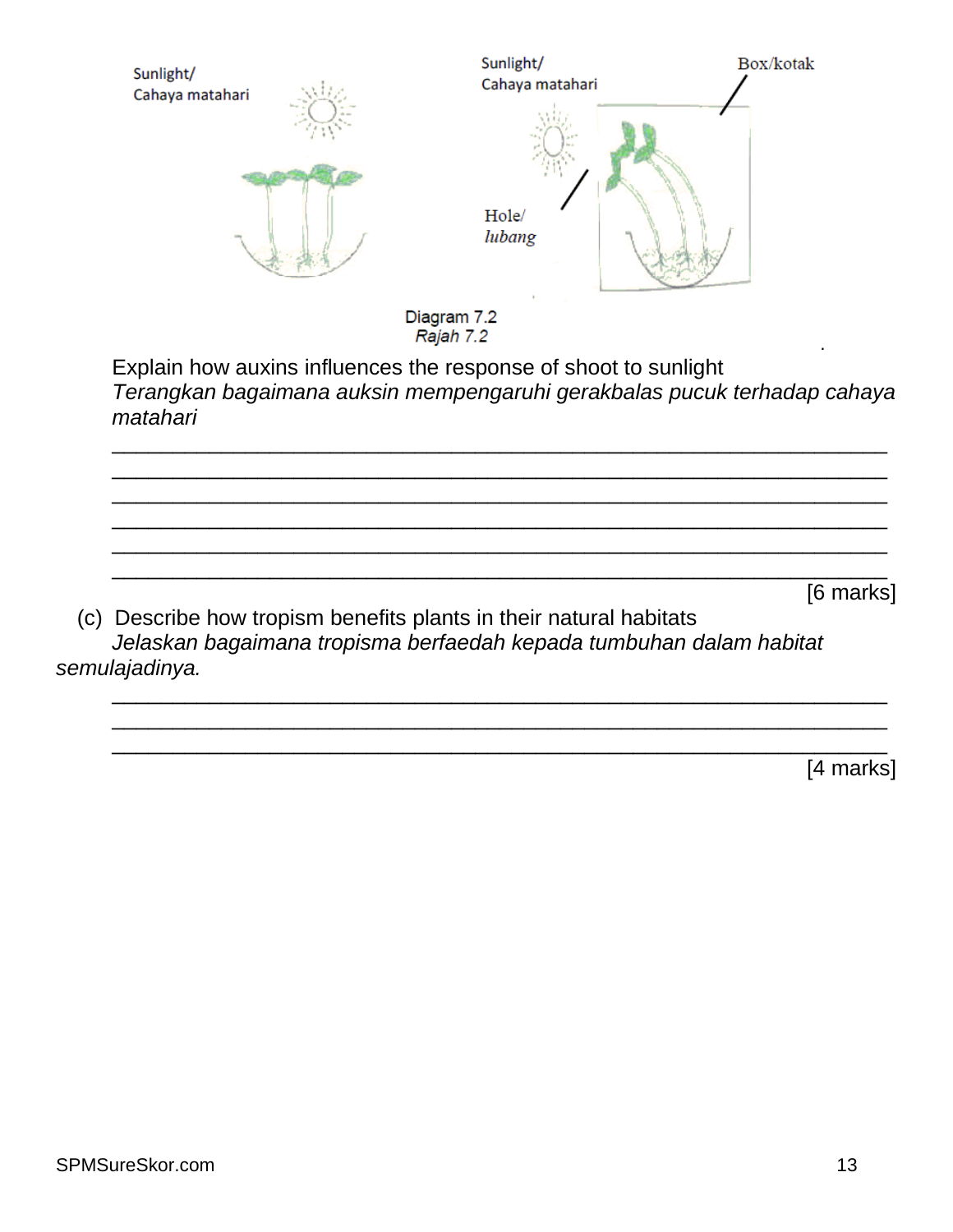Diagram 7.2
*Rajah 7.2*

Explain how auxins influences the response of shoot to sunlight
*Terangkan bagaimana auksin mempengaruhi gerakbalas pucuk terhadap cahaya matahari*

______________________________________________________________
______________________________________________________________
______________________________________________________________
______________________________________________________________
______________________________________________________________
______________________________________________________________

[6 marks]

(c) Describe how tropism benefits plants in their natural habitats
*Jelaskan bagaimana tropisma berfaedah kepada tumbuhan dalam habitat semulajadinya.*

______________________________________________________________
______________________________________________________________
______________________________________________________________

[4 marks]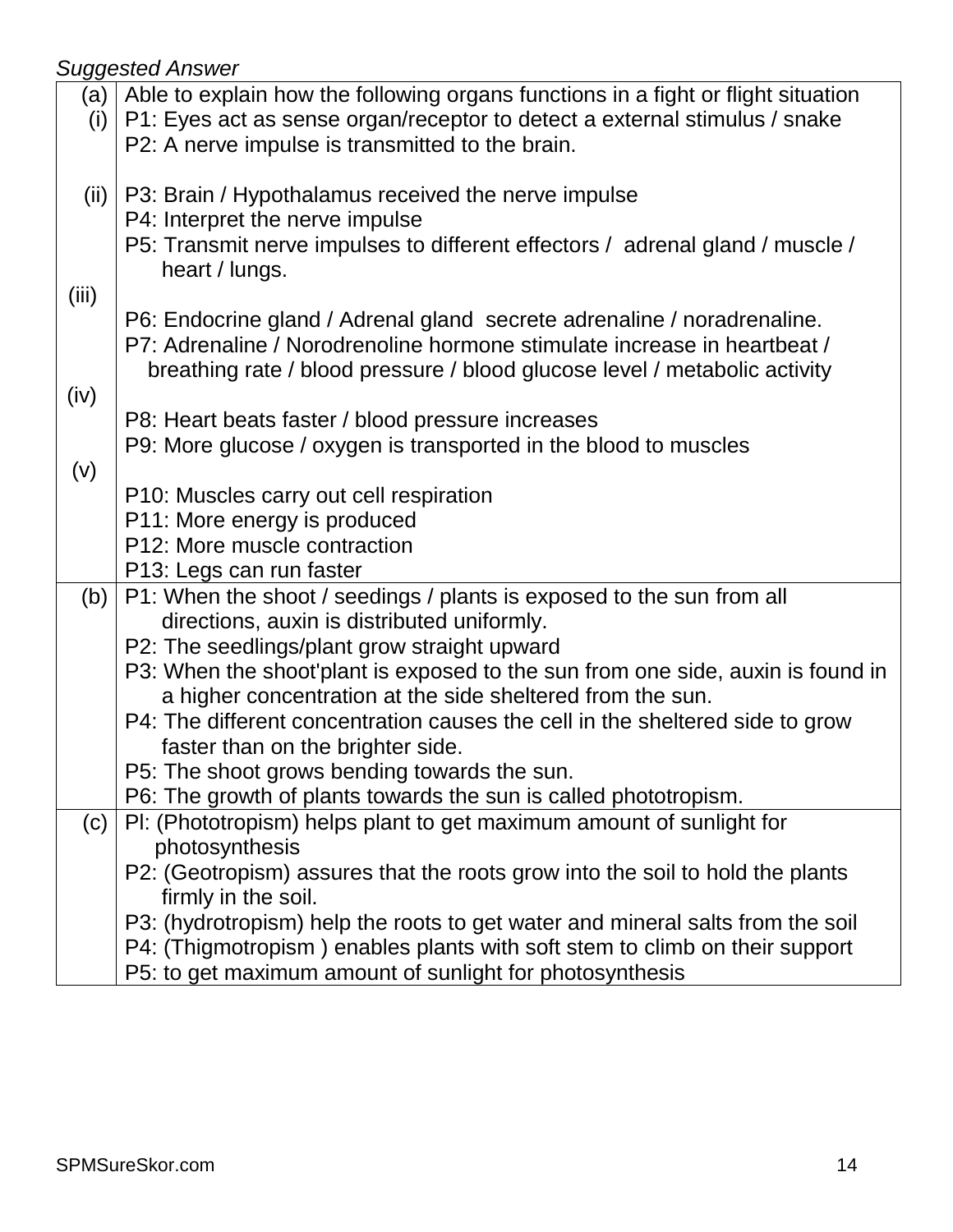*Suggested Answer*

| | |
|---|---|
| (a) | Able to explain how the following organs functions in a fight or flight situation |
| (i) | P1: Eyes act as sense organ/receptor to detect a external stimulus / snake<br>P2: A nerve impulse is transmitted to the brain. |
| (ii) | P3: Brain / Hypothalamus received the nerve impulse<br>P4: Interpret the nerve impulse<br>P5: Transmit nerve impulses to different effectors / adrenal gland / muscle / heart / lungs. |
| (iii) | P6: Endocrine gland / Adrenal gland secrete adrenaline / noradrenaline.<br>P7: Adrenaline / Norodrenoline hormone stimulate increase in heartbeat / breathing rate / blood pressure / blood glucose level / metabolic activity |
| (iv) | P8: Heart beats faster / blood pressure increases<br>P9: More glucose / oxygen is transported in the blood to muscles |
| (v) | P10: Muscles carry out cell respiration<br>P11: More energy is produced<br>P12: More muscle contraction<br>P13: Legs can run faster |
| (b) | P1: When the shoot / seedings / plants is exposed to the sun from all directions, auxin is distributed uniformly.<br>P2: The seedlings/plant grow straight upward<br>P3: When the shoot'plant is exposed to the sun from one side, auxin is found in a higher concentration at the side sheltered from the sun.<br>P4: The different concentration causes the cell in the sheltered side to grow faster than on the brighter side.<br>P5: The shoot grows bending towards the sun.<br>P6: The growth of plants towards the sun is called phototropism. |
| (c) | Pl: (Phototropism) helps plant to get maximum amount of sunlight for photosynthesis<br>P2: (Geotropism) assures that the roots grow into the soil to hold the plants firmly in the soil.<br>P3: (hydrotropism) help the roots to get water and mineral salts from the soil<br>P4: (Thigmotropism ) enables plants with soft stem to climb on their support<br>P5: to get maximum amount of sunlight for photosynthesis |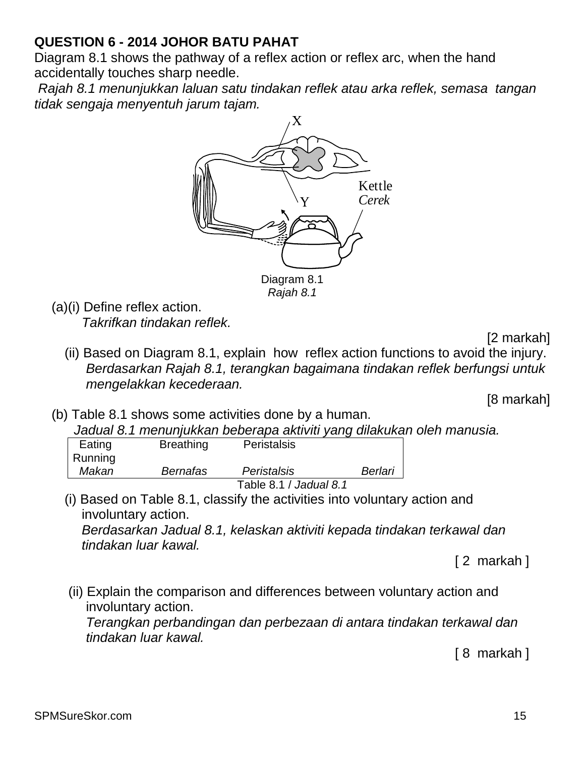**QUESTION 6 - 2014 JOHOR BATU PAHAT**

Diagram 8.1 shows the pathway of a reflex action or reflex arc, when the hand accidentally touches sharp needle.

*Rajah 8.1 menunjukkan laluan satu tindakan reflek atau arka reflek, semasa tangan tidak sengaja menyentuh jarum tajam.*

X

Kettle
*Cerek*

Y

Diagram 8.1
*Rajah 8.1*

(a)(i) Define reflex action.
*Takrifkan tindakan reflek.*

[2 markah]

(ii) Based on Diagram 8.1, explain how reflex action functions to avoid the injury.
*Berdasarkan Rajah 8.1, terangkan bagaimana tindakan reflek berfungsi untuk mengelakkan kecederaan.*

[8 markah]

(b) Table 8.1 shows some activities done by a human.
*Jadual 8.1 menunjukkan beberapa aktiviti yang dilakukan oleh manusia.*

| Eating | Breathing | Peristalsis | Running |
|---|---|---|---|
| *Makan* | *Bernafas* | *Peristalsis* | *Berlari* |

Table 8.1 / *Jadual 8.1*

(i) Based on Table 8.1, classify the activities into voluntary action and involuntary action.
*Berdasarkan Jadual 8.1, kelaskan aktiviti kepada tindakan terkawal dan tindakan luar kawal.*

[ 2 markah ]

(ii) Explain the comparison and differences between voluntary action and involuntary action.
*Terangkan perbandingan dan perbezaan di antara tindakan terkawal dan tindakan luar kawal.*

[ 8 markah ]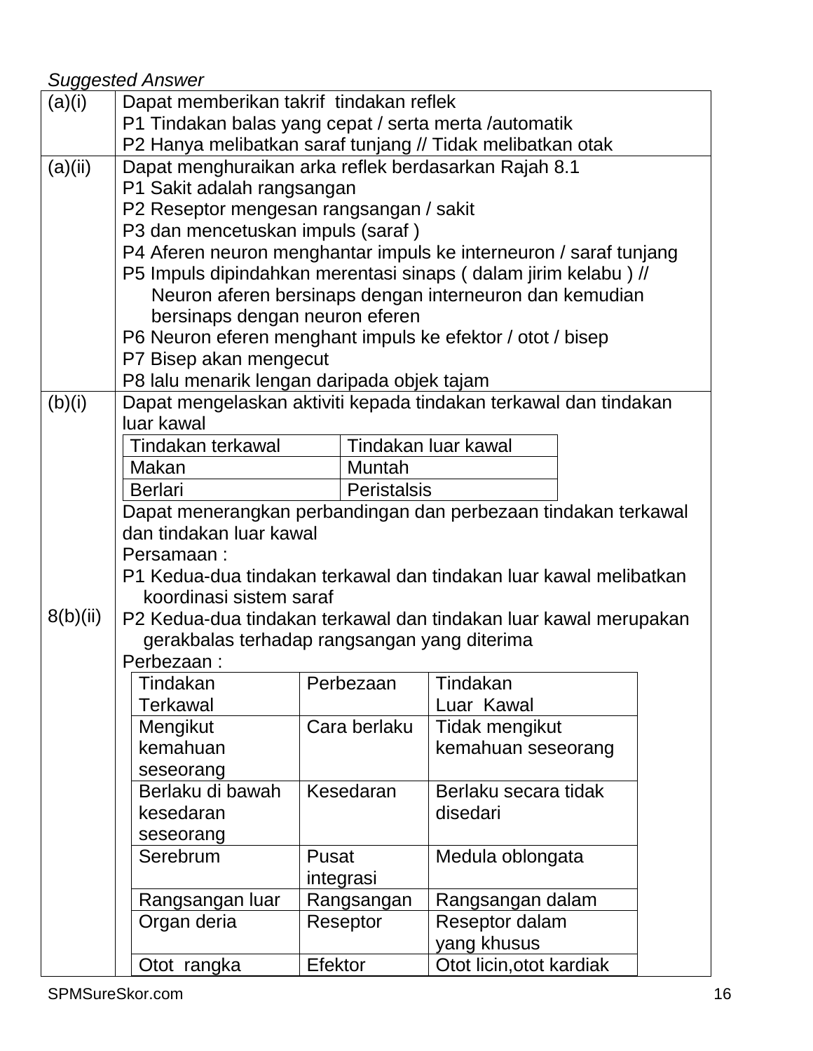*Suggested Answer*

<table>
<tr>
<td>(a)(i)</td>
<td>Dapat memberikan takrif tindakan reflek<br>P1 Tindakan balas yang cepat / serta merta /automatik<br>P2 Hanya melibatkan saraf tunjang // Tidak melibatkan otak</td>
</tr>
<tr>
<td>(a)(ii)</td>
<td>Dapat menghuraikan arka reflek berdasarkan Rajah 8.1<br>P1 Sakit adalah rangsangan<br>P2 Reseptor mengesan rangsangan / sakit<br>P3 dan mencetuskan impuls (saraf )<br>P4 Aferen neuron menghantar impuls ke interneuron / saraf tunjang<br>P5 Impuls dipindahkan merentasi sinaps ( dalam jirim kelabu ) // Neuron aferen bersinaps dengan interneuron dan kemudian bersinaps dengan neuron eferen<br>P6 Neuron eferen menghant impuls ke efektor / otot / bisep<br>P7 Bisep akan mengecut<br>P8 lalu menarik lengan daripada objek tajam</td>
</tr>
<tr>
<td>(b)(i)<br><br><br><br><br><br><br><br><br>8(b)(ii)</td>
<td>Dapat mengelaskan aktiviti kepada tindakan terkawal dan tindakan luar kawal

<table>
<tr><th>Tindakan terkawal</th><th>Tindakan luar kawal</th></tr>
<tr><td>Makan</td><td>Muntah</td></tr>
<tr><td>Berlari</td><td>Peristalsis</td></tr>
</table>

Dapat menerangkan perbandingan dan perbezaan tindakan terkawal dan tindakan luar kawal<br>Persamaan :<br>P1 Kedua-dua tindakan terkawal dan tindakan luar kawal melibatkan koordinasi sistem saraf<br>P2 Kedua-dua tindakan terkawal dan tindakan luar kawal merupakan gerakbalas terhadap rangsangan yang diterima<br>Perbezaan :

<table>
<tr><th>Tindakan Terkawal</th><th>Perbezaan</th><th>Tindakan Luar Kawal</th></tr>
<tr><td>Mengikut kemahuan seseorang</td><td>Cara berlaku</td><td>Tidak mengikut kemahuan seseorang</td></tr>
<tr><td>Berlaku di bawah kesedaran seseorang</td><td>Kesedaran</td><td>Berlaku secara tidak disedari</td></tr>
<tr><td>Serebrum</td><td>Pusat integrasi</td><td>Medula oblongata</td></tr>
<tr><td>Rangsangan luar</td><td>Rangsangan</td><td>Rangsangan dalam</td></tr>
<tr><td>Organ deria</td><td>Reseptor</td><td>Reseptor dalam yang khusus</td></tr>
<tr><td>Otot rangka</td><td>Efektor</td><td>Otot licin,otot kardiak</td></tr>
</table>
</td>
</tr>
</table>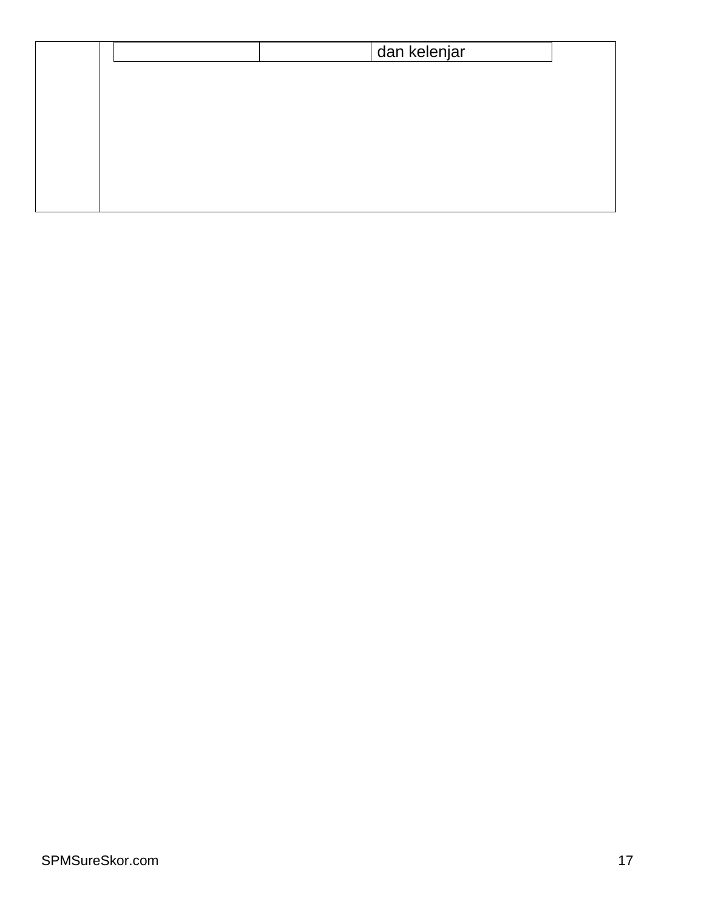| | | |
|---|---|---|
| | | dan kelenjar |